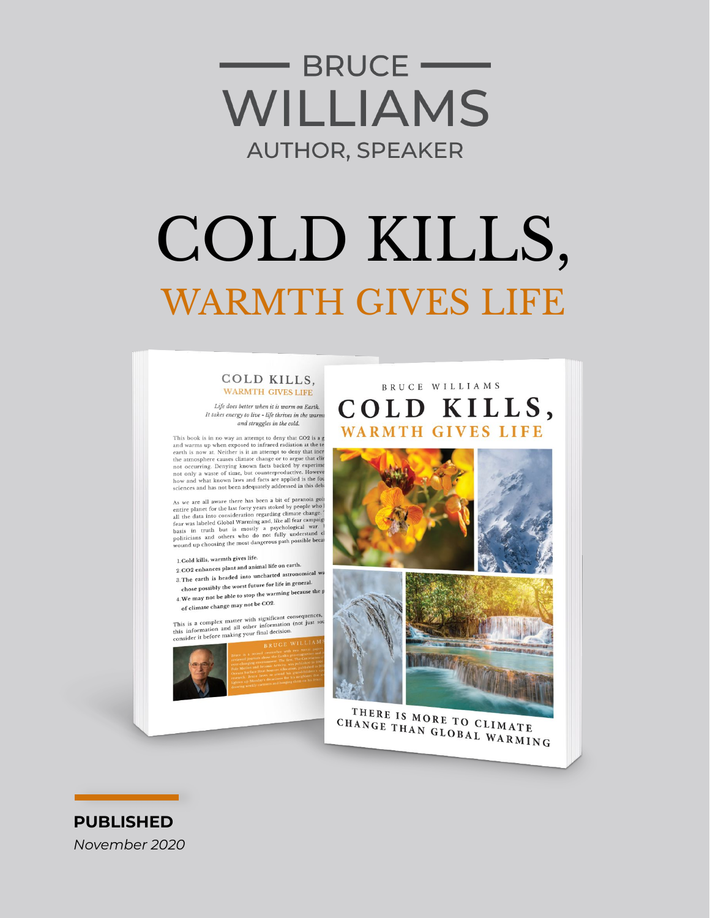# BRUCE WILLIAMS

AUTHOR, SPEAKER

# COLD KILLS,

## WARMTH GIVES LIFE

**PUBLISHED**

*November 2020*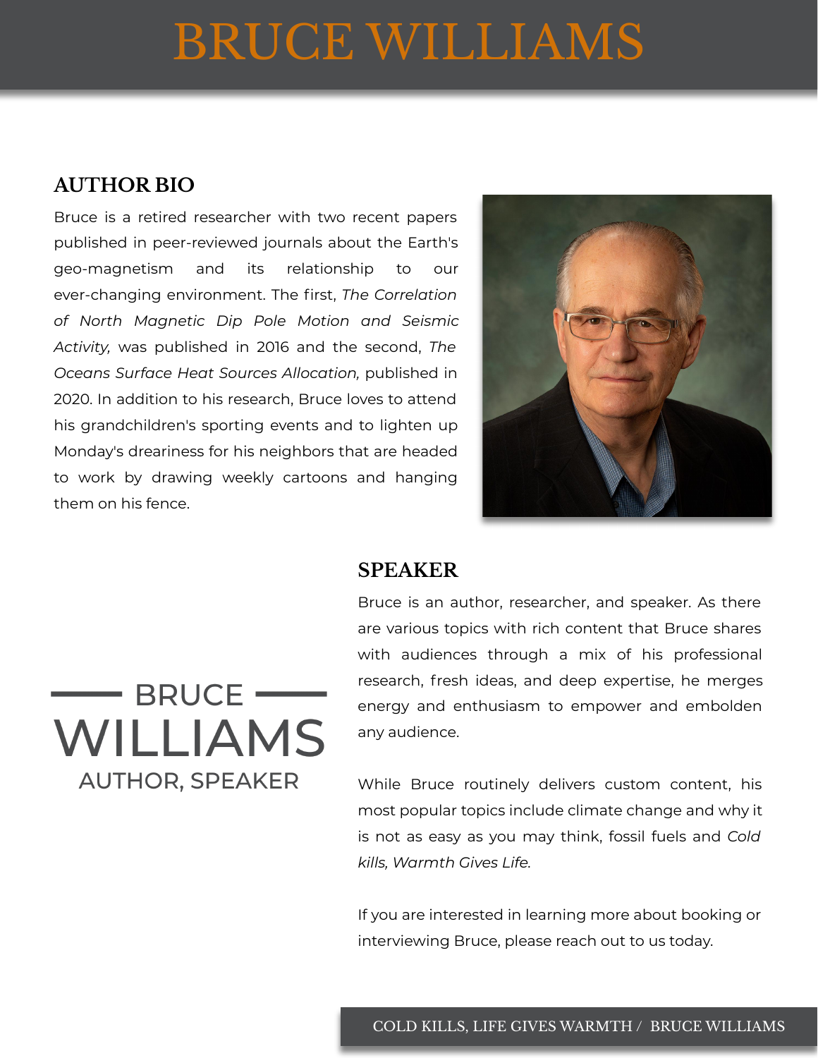# BRUCE WILLIAMS

## AUTHOR BIO

Bruce is a retired researcher with two recent papers published in peer-reviewed journals about the Earth's geo-magnetism and its relationship to our ever-changing environment. The first, *The Correlation of North Magnetic Dip Pole Motion and Seismic Activity,* was published in 2016 and the second, *The Oceans Surface Heat Sources Allocation,* published in 2020. In addition to his research, Bruce loves to attend his grandchildren's sporting events and to lighten up Monday's dreariness for his neighbors that are headed to work by drawing weekly cartoons and hanging them on his fence.

BRUCE WILLIAMS
AUTHOR, SPEAKER

## SPEAKER

Bruce is an author, researcher, and speaker. As there are various topics with rich content that Bruce shares with audiences through a mix of his professional research, fresh ideas, and deep expertise, he merges energy and enthusiasm to empower and embolden any audience.

While Bruce routinely delivers custom content, his most popular topics include climate change and why it is not as easy as you may think, fossil fuels and *Cold kills, Warmth Gives Life.*

If you are interested in learning more about booking or interviewing Bruce, please reach out to us today.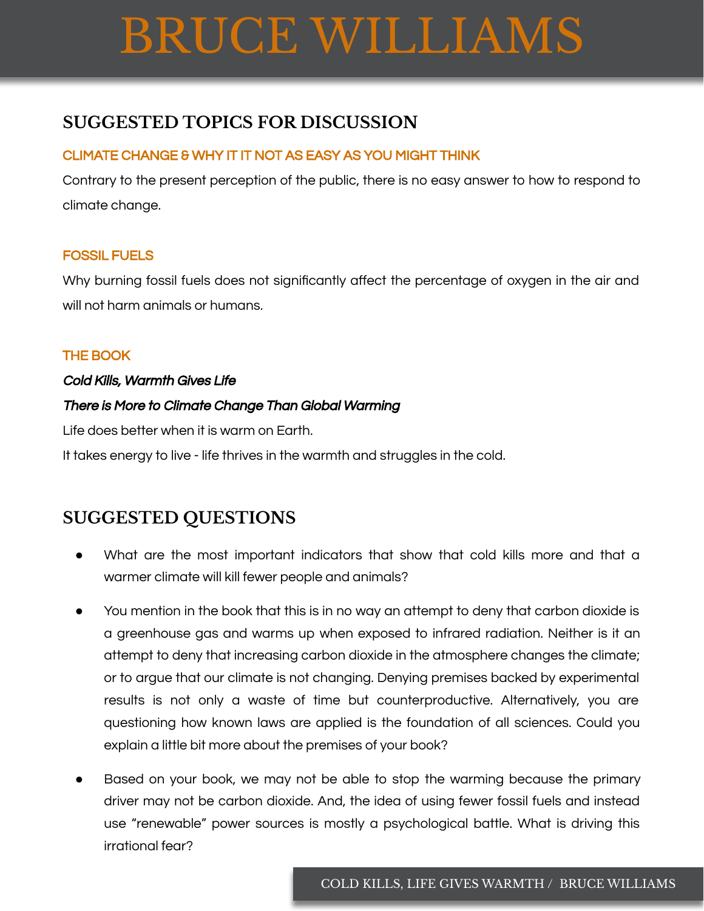# BRUCE WILLIAMS

## SUGGESTED TOPICS FOR DISCUSSION

### CLIMATE CHANGE & WHY IT IT NOT AS EASY AS YOU MIGHT THINK

Contrary to the present perception of the public, there is no easy answer to how to respond to climate change.

### FOSSIL FUELS

Why burning fossil fuels does not significantly affect the percentage of oxygen in the air and will not harm animals or humans.

### THE BOOK

***Cold Kills, Warmth Gives Life***

***There is More to Climate Change Than Global Warming***

Life does better when it is warm on Earth.

It takes energy to live - life thrives in the warmth and struggles in the cold.

## SUGGESTED QUESTIONS

- What are the most important indicators that show that cold kills more and that a warmer climate will kill fewer people and animals?
- You mention in the book that this is in no way an attempt to deny that carbon dioxide is a greenhouse gas and warms up when exposed to infrared radiation. Neither is it an attempt to deny that increasing carbon dioxide in the atmosphere changes the climate; or to argue that our climate is not changing. Denying premises backed by experimental results is not only a waste of time but counterproductive. Alternatively, you are questioning how known laws are applied is the foundation of all sciences. Could you explain a little bit more about the premises of your book?
- Based on your book, we may not be able to stop the warming because the primary driver may not be carbon dioxide. And, the idea of using fewer fossil fuels and instead use "renewable" power sources is mostly a psychological battle. What is driving this irrational fear?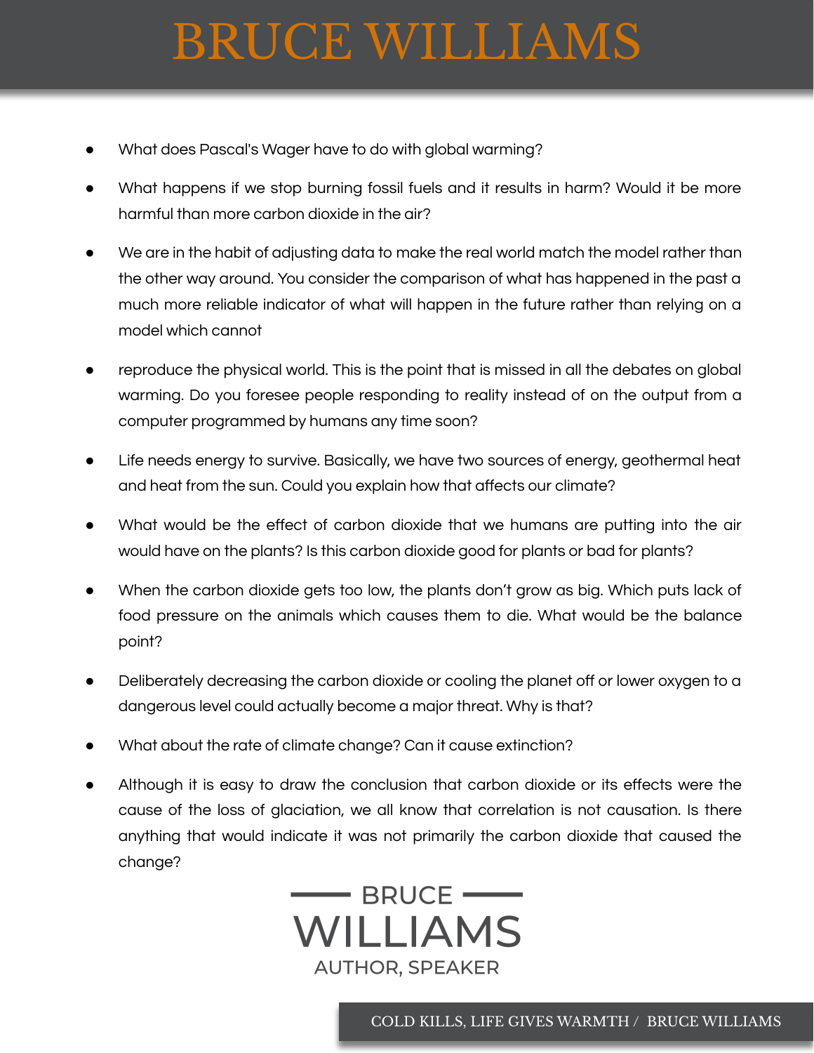- What does Pascal's Wager have to do with global warming?
- What happens if we stop burning fossil fuels and it results in harm? Would it be more harmful than more carbon dioxide in the air?
- We are in the habit of adjusting data to make the real world match the model rather than the other way around. You consider the comparison of what has happened in the past a much more reliable indicator of what will happen in the future rather than relying on a model which cannot
- reproduce the physical world. This is the point that is missed in all the debates on global warming. Do you foresee people responding to reality instead of on the output from a computer programmed by humans any time soon?
- Life needs energy to survive. Basically, we have two sources of energy, geothermal heat and heat from the sun. Could you explain how that affects our climate?
- What would be the effect of carbon dioxide that we humans are putting into the air would have on the plants? Is this carbon dioxide good for plants or bad for plants?
- When the carbon dioxide gets too low, the plants don't grow as big. Which puts lack of food pressure on the animals which causes them to die. What would be the balance point?
- Deliberately decreasing the carbon dioxide or cooling the planet off or lower oxygen to a dangerous level could actually become a major threat. Why is that?
- What about the rate of climate change? Can it cause extinction?
- Although it is easy to draw the conclusion that carbon dioxide or its effects were the cause of the loss of glaciation, we all know that correlation is not causation. Is there anything that would indicate it was not primarily the carbon dioxide that caused the change?

BRUCE
WILLIAMS
AUTHOR, SPEAKER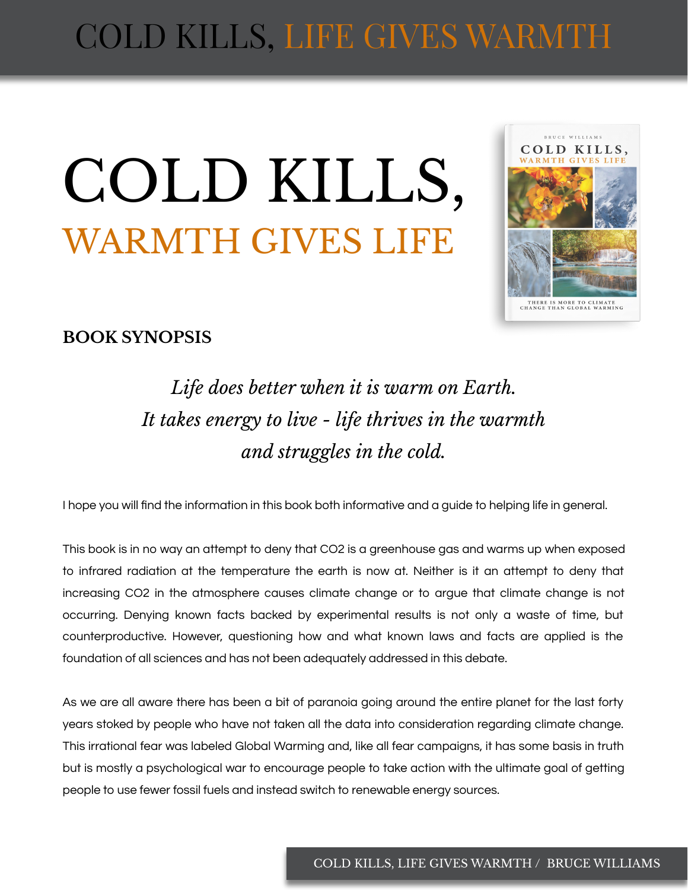# COLD KILLS,
## WARMTH GIVES LIFE

**BOOK SYNOPSIS**

*Life does better when it is warm on Earth.*
*It takes energy to live - life thrives in the warmth*
*and struggles in the cold.*

I hope you will find the information in this book both informative and a guide to helping life in general.

This book is in no way an attempt to deny that $CO_2$ is a greenhouse gas and warms up when exposed to infrared radiation at the temperature the earth is now at. Neither is it an attempt to deny that increasing $CO_2$ in the atmosphere causes climate change or to argue that climate change is not occurring. Denying known facts backed by experimental results is not only a waste of time, but counterproductive. However, questioning how and what known laws and facts are applied is the foundation of all sciences and has not been adequately addressed in this debate.

As we are all aware there has been a bit of paranoia going around the entire planet for the last forty years stoked by people who have not taken all the data into consideration regarding climate change. This irrational fear was labeled Global Warming and, like all fear campaigns, it has some basis in truth but is mostly a psychological war to encourage people to take action with the ultimate goal of getting people to use fewer fossil fuels and instead switch to renewable energy sources.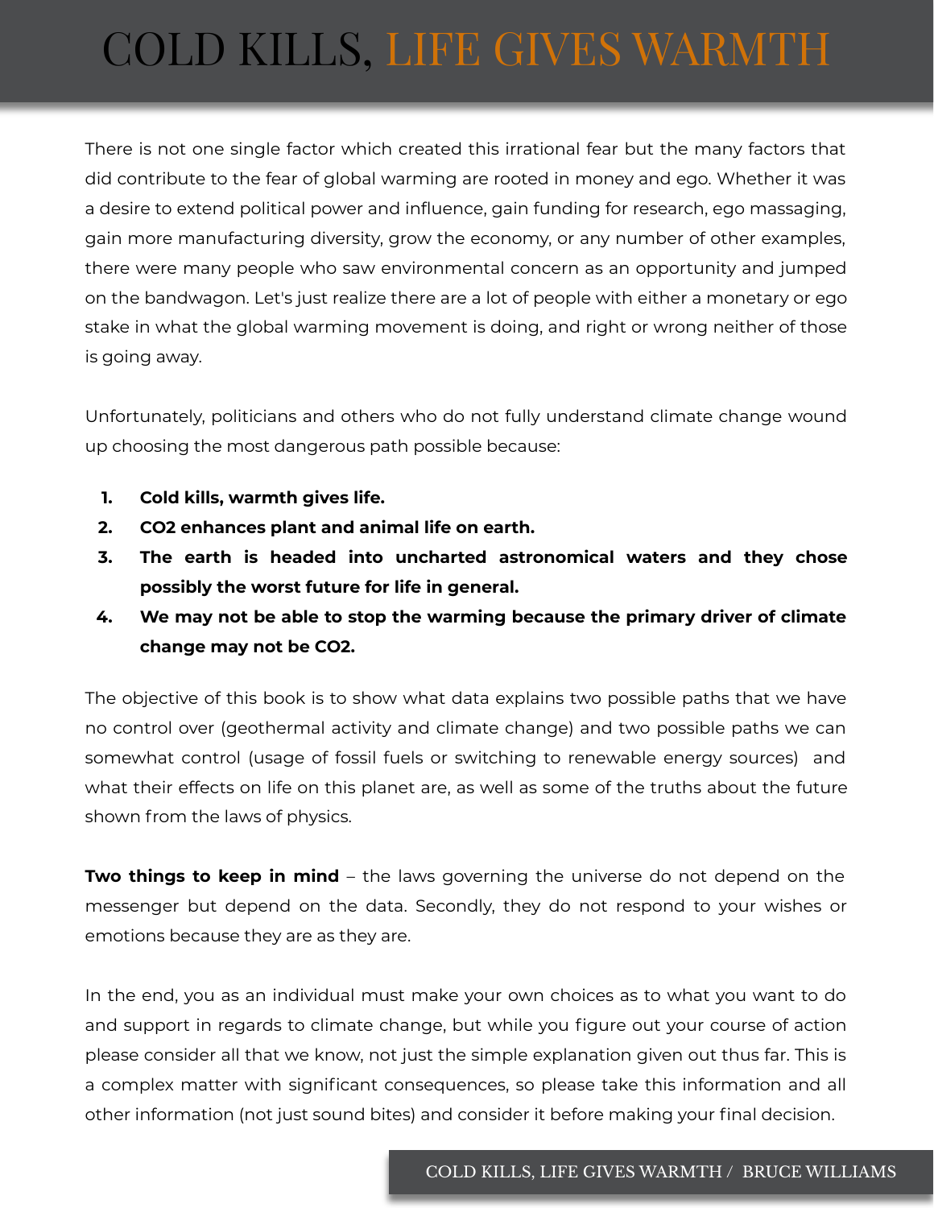# COLD KILLS, LIFE GIVES WARMTH

There is not one single factor which created this irrational fear but the many factors that did contribute to the fear of global warming are rooted in money and ego. Whether it was a desire to extend political power and influence, gain funding for research, ego massaging, gain more manufacturing diversity, grow the economy, or any number of other examples, there were many people who saw environmental concern as an opportunity and jumped on the bandwagon. Let's just realize there are a lot of people with either a monetary or ego stake in what the global warming movement is doing, and right or wrong neither of those is going away.

Unfortunately, politicians and others who do not fully understand climate change wound up choosing the most dangerous path possible because:

1. **Cold kills, warmth gives life.**
2. **CO2 enhances plant and animal life on earth.**
3. **The earth is headed into uncharted astronomical waters and they chose possibly the worst future for life in general.**
4. **We may not be able to stop the warming because the primary driver of climate change may not be CO2.**

The objective of this book is to show what data explains two possible paths that we have no control over (geothermal activity and climate change) and two possible paths we can somewhat control (usage of fossil fuels or switching to renewable energy sources) and what their effects on life on this planet are, as well as some of the truths about the future shown from the laws of physics.

**Two things to keep in mind** – the laws governing the universe do not depend on the messenger but depend on the data. Secondly, they do not respond to your wishes or emotions because they are as they are.

In the end, you as an individual must make your own choices as to what you want to do and support in regards to climate change, but while you figure out your course of action please consider all that we know, not just the simple explanation given out thus far. This is a complex matter with significant consequences, so please take this information and all other information (not just sound bites) and consider it before making your final decision.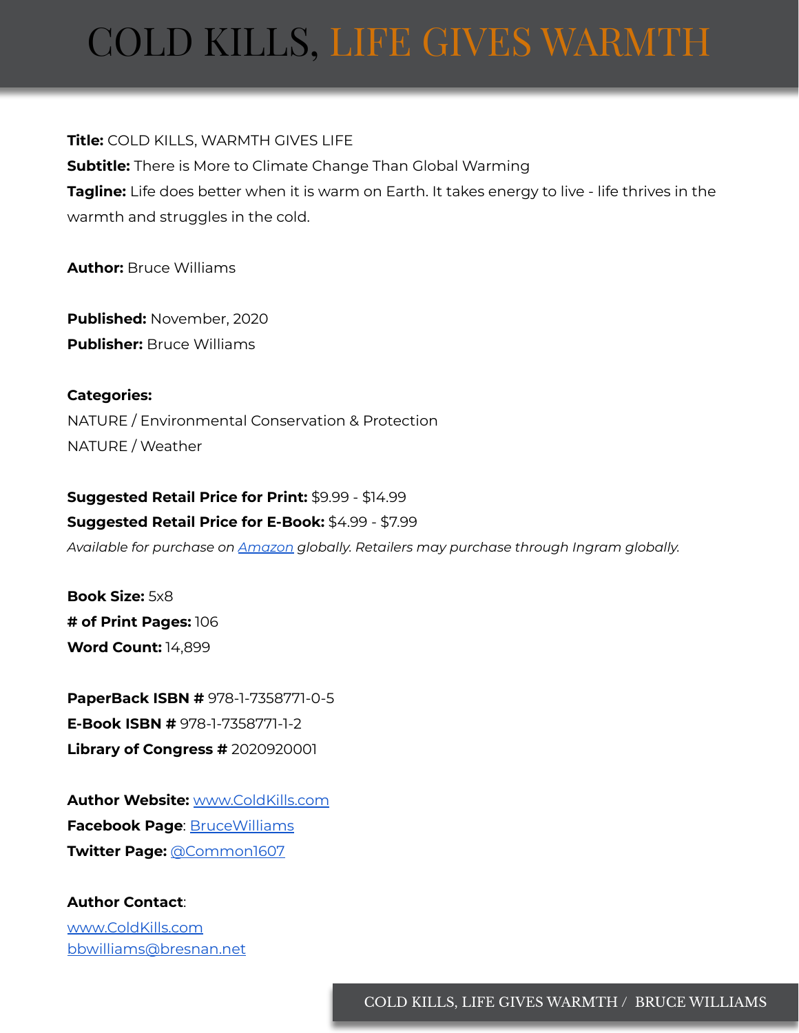# COLD KILLS, LIFE GIVES WARMTH

**Title:** COLD KILLS, WARMTH GIVES LIFE
**Subtitle:** There is More to Climate Change Than Global Warming
**Tagline:** Life does better when it is warm on Earth. It takes energy to live - life thrives in the warmth and struggles in the cold.

**Author:** Bruce Williams

**Published:** November, 2020
**Publisher:** Bruce Williams

**Categories:**
NATURE / Environmental Conservation & Protection
NATURE / Weather

**Suggested Retail Price for Print:** $9.99 - $14.99
**Suggested Retail Price for E-Book:** $4.99 - $7.99
*Available for purchase on Amazon globally. Retailers may purchase through Ingram globally.*

**Book Size:** 5x8
**# of Print Pages:** 106
**Word Count:** 14,899

**PaperBack ISBN #** 978-1-7358771-0-5
**E-Book ISBN #** 978-1-7358771-1-2
**Library of Congress #** 2020920001

**Author Website:** www.ColdKills.com
**Facebook Page**: BruceWilliams
**Twitter Page:** @Common1607

**Author Contact**:
www.ColdKills.com
bbwilliams@bresnan.net